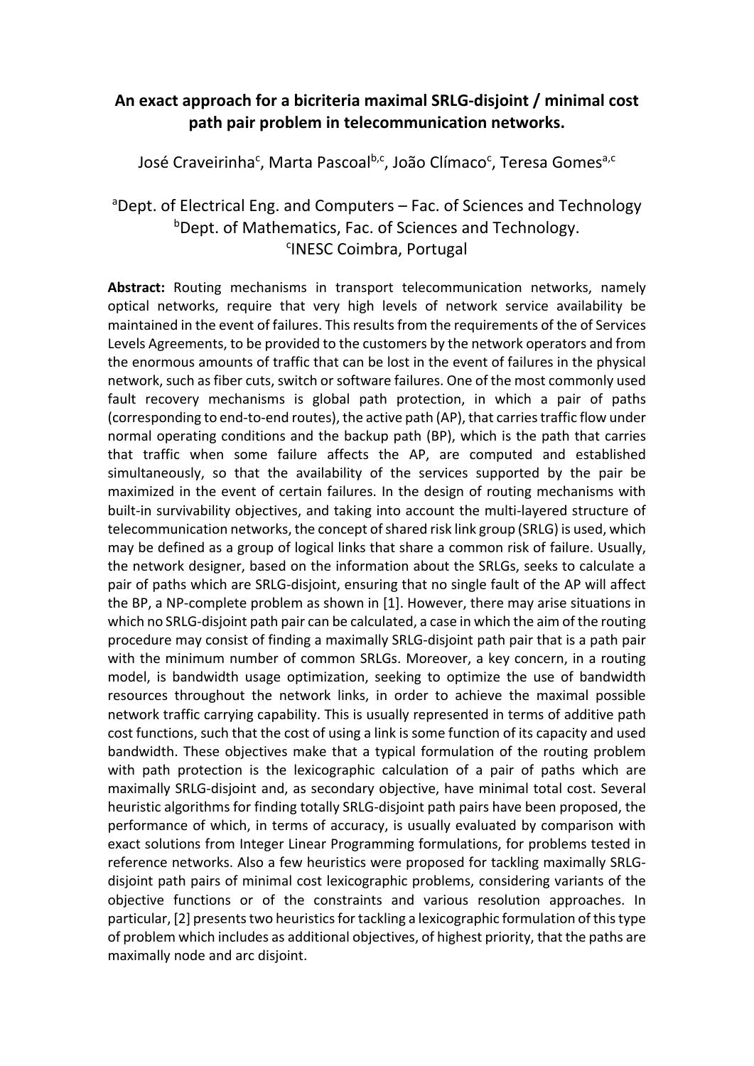# An exact approach for a bicriteria maximal SRLG-disjoint / minimal cost path pair problem in telecommunication networks.

José Craveirinha[c], Marta Pascoal[b,c], João Clímaco[c], Teresa Gomes[a,c]

[a]Dept. of Electrical Eng. and Computers – Fac. of Sciences and Technology
[b]Dept. of Mathematics, Fac. of Sciences and Technology.
[c]INESC Coimbra, Portugal

**Abstract:** Routing mechanisms in transport telecommunication networks, namely optical networks, require that very high levels of network service availability be maintained in the event of failures. This results from the requirements of the of Services Levels Agreements, to be provided to the customers by the network operators and from the enormous amounts of traffic that can be lost in the event of failures in the physical network, such as fiber cuts, switch or software failures. One of the most commonly used fault recovery mechanisms is global path protection, in which a pair of paths (corresponding to end-to-end routes), the active path (AP), that carries traffic flow under normal operating conditions and the backup path (BP), which is the path that carries that traffic when some failure affects the AP, are computed and established simultaneously, so that the availability of the services supported by the pair be maximized in the event of certain failures. In the design of routing mechanisms with built-in survivability objectives, and taking into account the multi-layered structure of telecommunication networks, the concept of shared risk link group (SRLG) is used, which may be defined as a group of logical links that share a common risk of failure. Usually, the network designer, based on the information about the SRLGs, seeks to calculate a pair of paths which are SRLG-disjoint, ensuring that no single fault of the AP will affect the BP, a NP-complete problem as shown in [1]. However, there may arise situations in which no SRLG-disjoint path pair can be calculated, a case in which the aim of the routing procedure may consist of finding a maximally SRLG-disjoint path pair that is a path pair with the minimum number of common SRLGs. Moreover, a key concern, in a routing model, is bandwidth usage optimization, seeking to optimize the use of bandwidth resources throughout the network links, in order to achieve the maximal possible network traffic carrying capability. This is usually represented in terms of additive path cost functions, such that the cost of using a link is some function of its capacity and used bandwidth. These objectives make that a typical formulation of the routing problem with path protection is the lexicographic calculation of a pair of paths which are maximally SRLG-disjoint and, as secondary objective, have minimal total cost. Several heuristic algorithms for finding totally SRLG-disjoint path pairs have been proposed, the performance of which, in terms of accuracy, is usually evaluated by comparison with exact solutions from Integer Linear Programming formulations, for problems tested in reference networks. Also a few heuristics were proposed for tackling maximally SRLG-disjoint path pairs of minimal cost lexicographic problems, considering variants of the objective functions or of the constraints and various resolution approaches. In particular, [2] presents two heuristics for tackling a lexicographic formulation of this type of problem which includes as additional objectives, of highest priority, that the paths are maximally node and arc disjoint.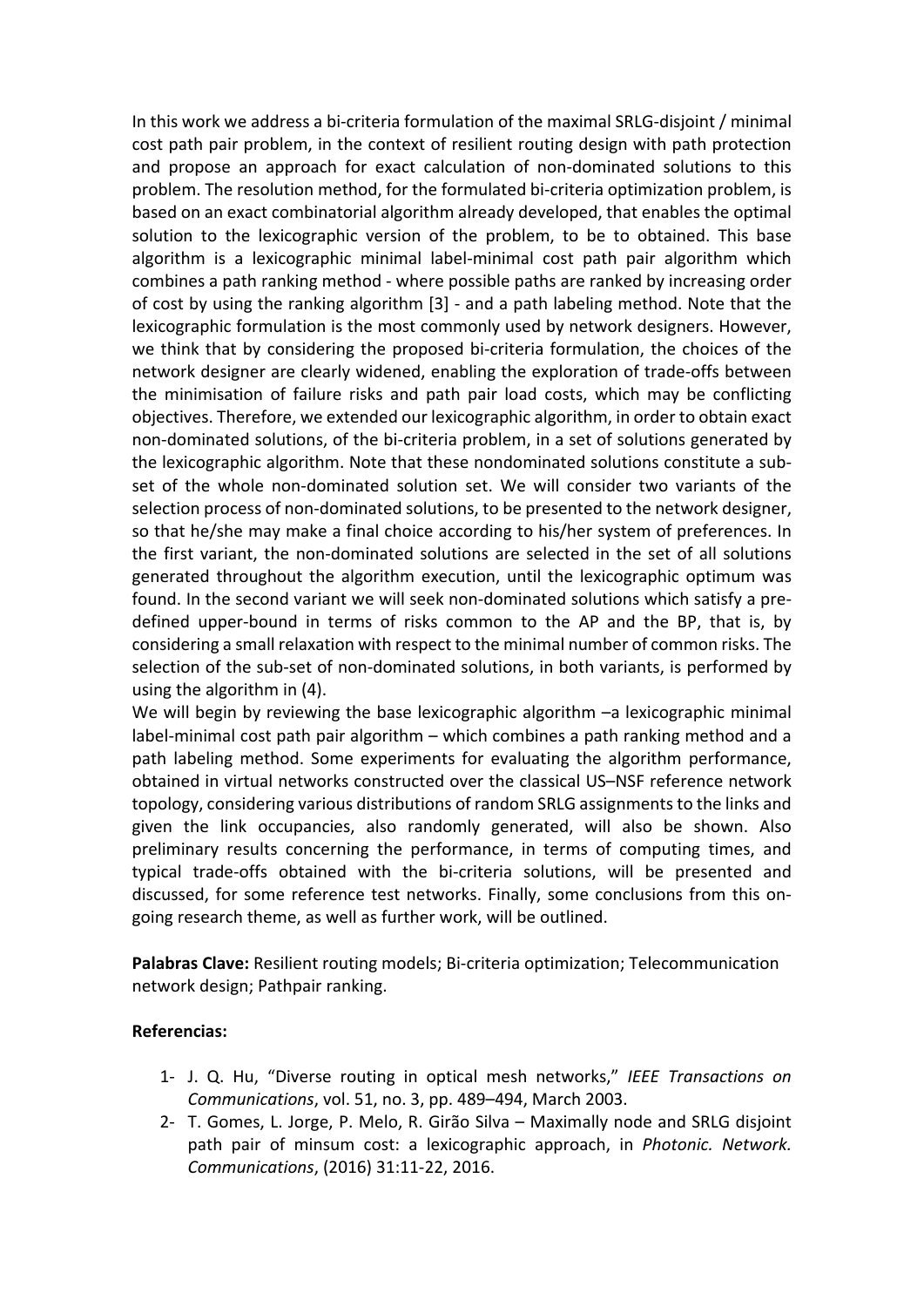In this work we address a bi-criteria formulation of the maximal SRLG-disjoint / minimal cost path pair problem, in the context of resilient routing design with path protection and propose an approach for exact calculation of non-dominated solutions to this problem. The resolution method, for the formulated bi-criteria optimization problem, is based on an exact combinatorial algorithm already developed, that enables the optimal solution to the lexicographic version of the problem, to be to obtained. This base algorithm is a lexicographic minimal label-minimal cost path pair algorithm which combines a path ranking method - where possible paths are ranked by increasing order of cost by using the ranking algorithm [3] - and a path labeling method. Note that the lexicographic formulation is the most commonly used by network designers. However, we think that by considering the proposed bi-criteria formulation, the choices of the network designer are clearly widened, enabling the exploration of trade-offs between the minimisation of failure risks and path pair load costs, which may be conflicting objectives. Therefore, we extended our lexicographic algorithm, in order to obtain exact non-dominated solutions, of the bi-criteria problem, in a set of solutions generated by the lexicographic algorithm. Note that these nondominated solutions constitute a sub-set of the whole non-dominated solution set. We will consider two variants of the selection process of non-dominated solutions, to be presented to the network designer, so that he/she may make a final choice according to his/her system of preferences. In the first variant, the non-dominated solutions are selected in the set of all solutions generated throughout the algorithm execution, until the lexicographic optimum was found. In the second variant we will seek non-dominated solutions which satisfy a pre-defined upper-bound in terms of risks common to the AP and the BP, that is, by considering a small relaxation with respect to the minimal number of common risks. The selection of the sub-set of non-dominated solutions, in both variants, is performed by using the algorithm in (4).

We will begin by reviewing the base lexicographic algorithm –a lexicographic minimal label-minimal cost path pair algorithm – which combines a path ranking method and a path labeling method. Some experiments for evaluating the algorithm performance, obtained in virtual networks constructed over the classical US–NSF reference network topology, considering various distributions of random SRLG assignments to the links and given the link occupancies, also randomly generated, will also be shown. Also preliminary results concerning the performance, in terms of computing times, and typical trade-offs obtained with the bi-criteria solutions, will be presented and discussed, for some reference test networks. Finally, some conclusions from this on-going research theme, as well as further work, will be outlined.

**Palabras Clave:** Resilient routing models; Bi-criteria optimization; Telecommunication network design; Pathpair ranking.

**Referencias:**

1- J. Q. Hu, "Diverse routing in optical mesh networks," *IEEE Transactions on Communications*, vol. 51, no. 3, pp. 489–494, March 2003.
2- T. Gomes, L. Jorge, P. Melo, R. Girão Silva – Maximally node and SRLG disjoint path pair of minsum cost: a lexicographic approach, in *Photonic. Network. Communications*, (2016) 31:11-22, 2016.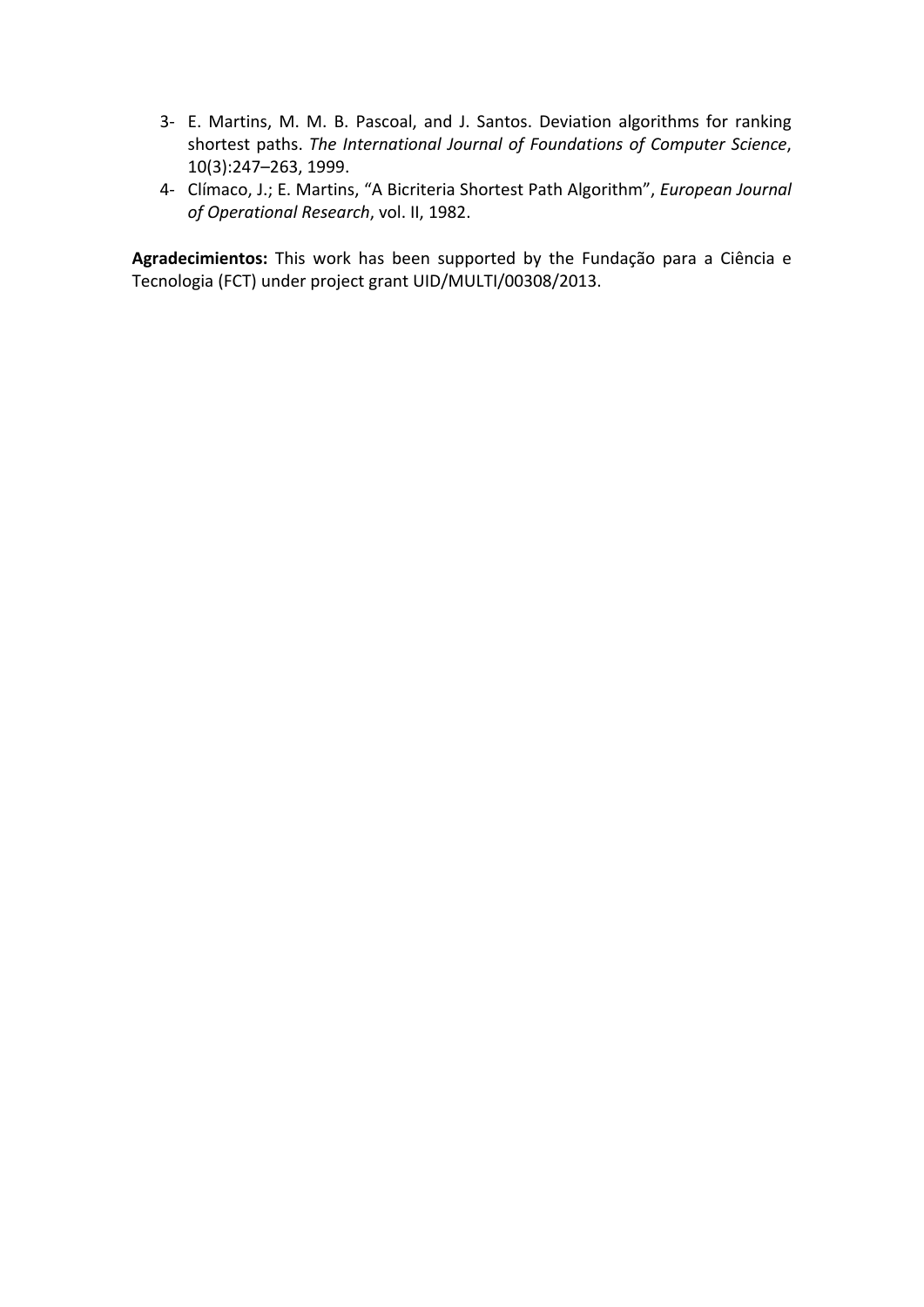3- E. Martins, M. M. B. Pascoal, and J. Santos. Deviation algorithms for ranking shortest paths. *The International Journal of Foundations of Computer Science*, 10(3):247–263, 1999.
4- Clímaco, J.; E. Martins, "A Bicriteria Shortest Path Algorithm", *European Journal of Operational Research*, vol. II, 1982.

**Agradecimientos:** This work has been supported by the Fundação para a Ciência e Tecnologia (FCT) under project grant UID/MULTI/00308/2013.